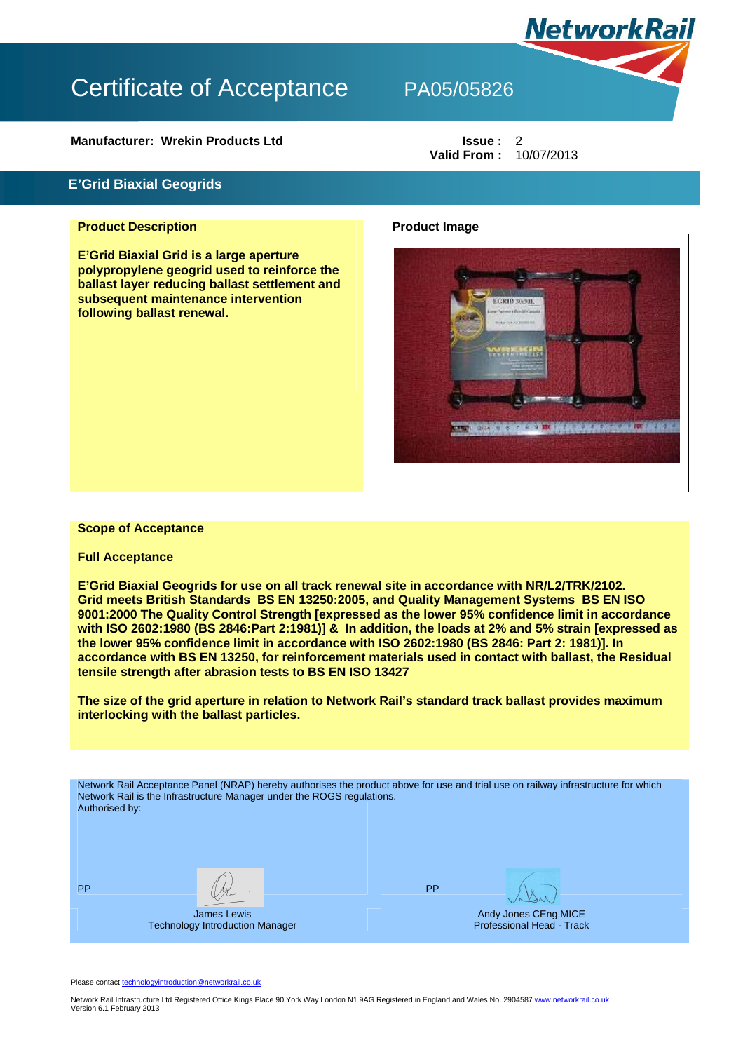# Certificate of Acceptance PA05/05826

NetworkRail

**Manufacturer: Wrekin Products Ltd**

**Issue :** 2
**Valid From :** 10/07/2013

## E'Grid Biaxial Geogrids

**Product Description**

**E'Grid Biaxial Grid is a large aperture polypropylene geogrid used to reinforce the ballast layer reducing ballast settlement and subsequent maintenance intervention following ballast renewal.**

**Product Image**

**Scope of Acceptance**

**Full Acceptance**

**E'Grid Biaxial Geogrids for use on all track renewal site in accordance with NR/L2/TRK/2102. Grid meets British Standards BS EN 13250:2005, and Quality Management Systems BS EN ISO 9001:2000 The Quality Control Strength [expressed as the lower 95% confidence limit in accordance with ISO 2602:1980 (BS 2846:Part 2:1981)] & In addition, the loads at 2% and 5% strain [expressed as the lower 95% confidence limit in accordance with ISO 2602:1980 (BS 2846: Part 2: 1981)]. In accordance with BS EN 13250, for reinforcement materials used in contact with ballast, the Residual tensile strength after abrasion tests to BS EN ISO 13427**

**The size of the grid aperture in relation to Network Rail's standard track ballast provides maximum interlocking with the ballast particles.**

Network Rail Acceptance Panel (NRAP) hereby authorises the product above for use and trial use on railway infrastructure for which Network Rail is the Infrastructure Manager under the ROGS regulations.
Authorised by:

| PP | PP |
|---|---|
| James Lewis<br>Technology Introduction Manager | Andy Jones CEng MICE<br>Professional Head - Track |

Please contact technologyintroduction@networkrail.co.uk

Network Rail Infrastructure Ltd Registered Office Kings Place 90 York Way London N1 9AG Registered in England and Wales No. 2904587 www.networkrail.co.uk
Version 6.1 February 2013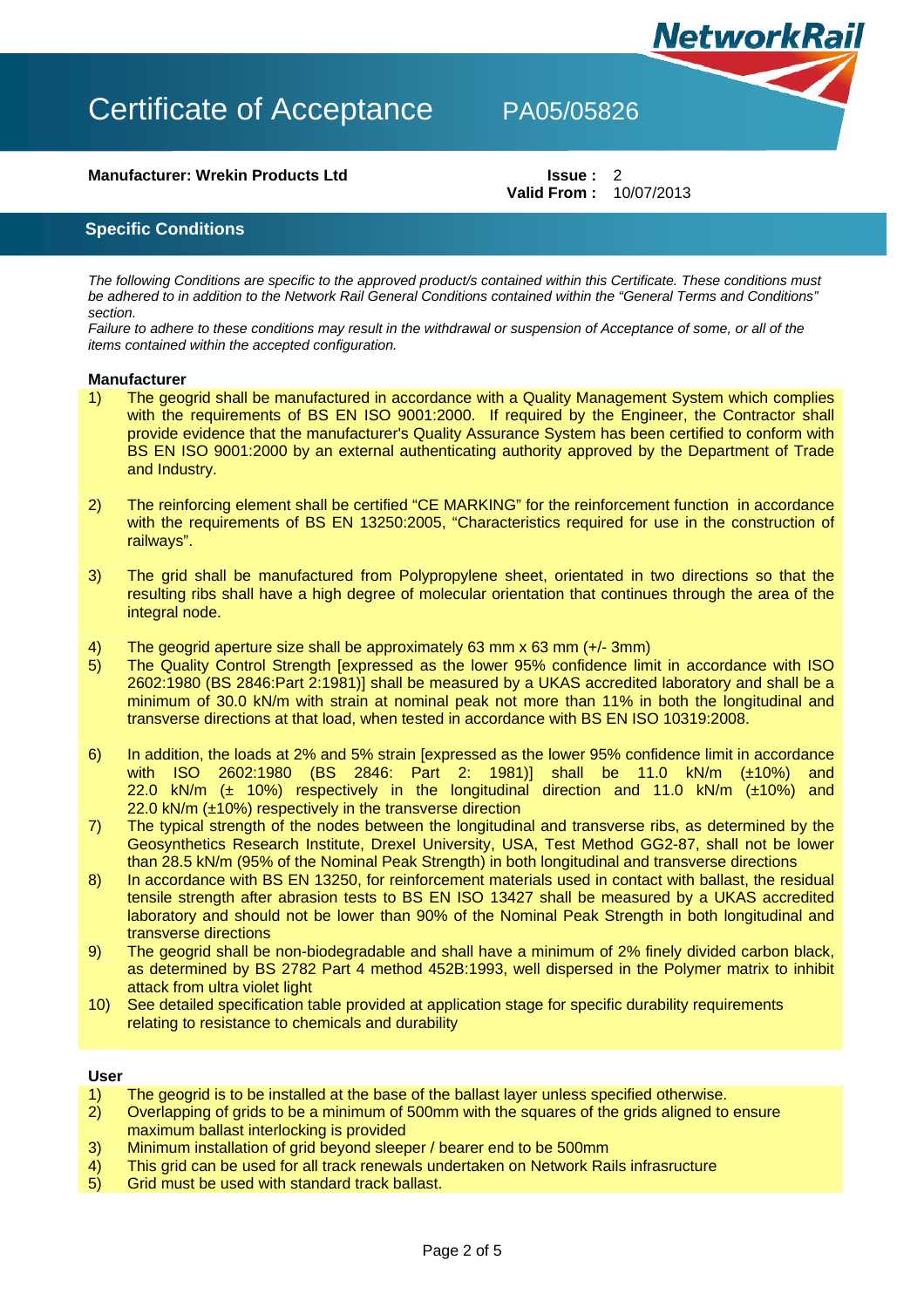NetworkRail

# Certificate of Acceptance PA05/05826

**Manufacturer: Wrekin Products Ltd**

**Issue :** 2
**Valid From :** 10/07/2013

## Specific Conditions

*The following Conditions are specific to the approved product/s contained within this Certificate. These conditions must be adhered to in addition to the Network Rail General Conditions contained within the "General Terms and Conditions" section.*
*Failure to adhere to these conditions may result in the withdrawal or suspension of Acceptance of some, or all of the items contained within the accepted configuration.*

### Manufacturer

1) The geogrid shall be manufactured in accordance with a Quality Management System which complies with the requirements of BS EN ISO 9001:2000. If required by the Engineer, the Contractor shall provide evidence that the manufacturer's Quality Assurance System has been certified to conform with BS EN ISO 9001:2000 by an external authenticating authority approved by the Department of Trade and Industry.

2) The reinforcing element shall be certified "CE MARKING" for the reinforcement function in accordance with the requirements of BS EN 13250:2005, "Characteristics required for use in the construction of railways".

3) The grid shall be manufactured from Polypropylene sheet, orientated in two directions so that the resulting ribs shall have a high degree of molecular orientation that continues through the area of the integral node.

4) The geogrid aperture size shall be approximately 63 mm x 63 mm (+/- 3mm)
5) The Quality Control Strength [expressed as the lower 95% confidence limit in accordance with ISO 2602:1980 (BS 2846:Part 2:1981)] shall be measured by a UKAS accredited laboratory and shall be a minimum of 30.0 kN/m with strain at nominal peak not more than 11% in both the longitudinal and transverse directions at that load, when tested in accordance with BS EN ISO 10319:2008.

6) In addition, the loads at 2% and 5% strain [expressed as the lower 95% confidence limit in accordance with ISO 2602:1980 (BS 2846: Part 2: 1981)] shall be 11.0 kN/m (±10%) and 22.0 kN/m (± 10%) respectively in the longitudinal direction and 11.0 kN/m (±10%) and 22.0 kN/m (±10%) respectively in the transverse direction
7) The typical strength of the nodes between the longitudinal and transverse ribs, as determined by the Geosynthetics Research Institute, Drexel University, USA, Test Method GG2-87, shall not be lower than 28.5 kN/m (95% of the Nominal Peak Strength) in both longitudinal and transverse directions
8) In accordance with BS EN 13250, for reinforcement materials used in contact with ballast, the residual tensile strength after abrasion tests to BS EN ISO 13427 shall be measured by a UKAS accredited laboratory and should not be lower than 90% of the Nominal Peak Strength in both longitudinal and transverse directions
9) The geogrid shall be non-biodegradable and shall have a minimum of 2% finely divided carbon black, as determined by BS 2782 Part 4 method 452B:1993, well dispersed in the Polymer matrix to inhibit attack from ultra violet light
10) See detailed specification table provided at application stage for specific durability requirements relating to resistance to chemicals and durability

### User

1) The geogrid is to be installed at the base of the ballast layer unless specified otherwise.
2) Overlapping of grids to be a minimum of 500mm with the squares of the grids aligned to ensure maximum ballast interlocking is provided
3) Minimum installation of grid beyond sleeper / bearer end to be 500mm
4) This grid can be used for all track renewals undertaken on Network Rails infrasructure
5) Grid must be used with standard track ballast.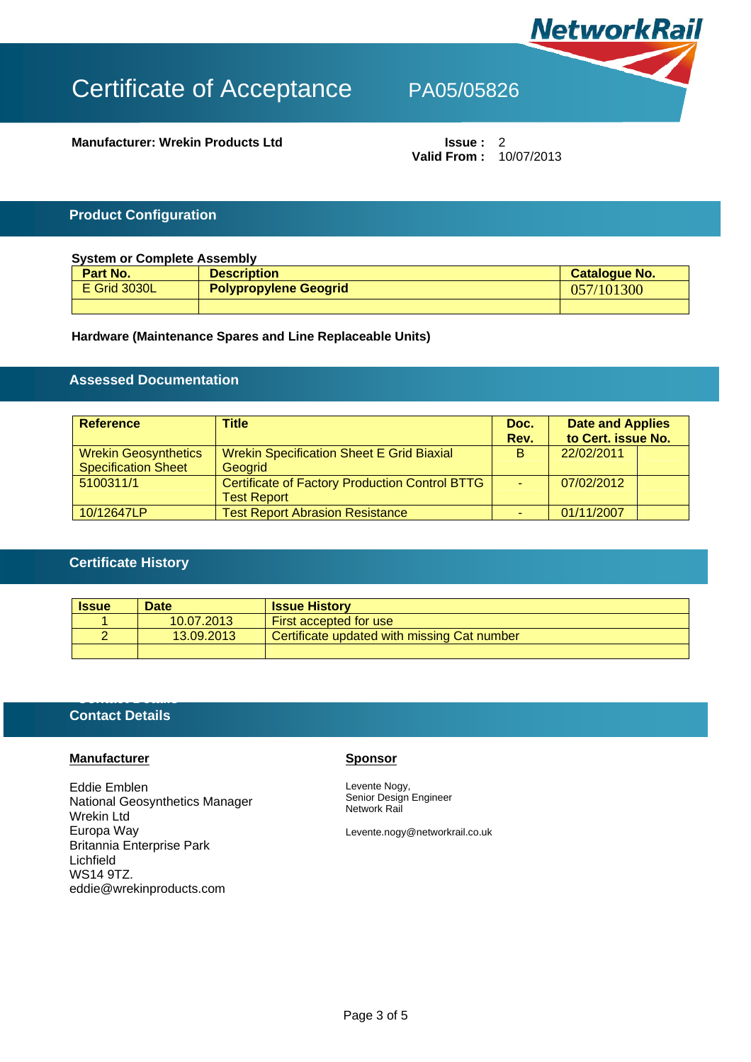# Certificate of Acceptance PA05/05826

**Manufacturer: Wrekin Products Ltd**

**Issue :** 2
**Valid From :** 10/07/2013

## Product Configuration

**System or Complete Assembly**

| Part No. | Description | Catalogue No. |
|---|---|---|
| E Grid 3030L | **Polypropylene Geogrid** | 057/101300 |
| | | |

**Hardware (Maintenance Spares and Line Replaceable Units)**

## Assessed Documentation

| Reference | Title | Doc. Rev. | Date and Applies to Cert. issue No. | |
|---|---|---|---|---|
| Wrekin Geosynthetics Specification Sheet | Wrekin Specification Sheet E Grid Biaxial Geogrid | B | 22/02/2011 | |
| 5100311/1 | Certificate of Factory Production Control BTTG Test Report | - | 07/02/2012 | |
| 10/12647LP | Test Report Abrasion Resistance | - | 01/11/2007 | |

## Certificate History

| Issue | Date | Issue History |
|---|---|---|
| 1 | 10.07.2013 | First accepted for use |
| 2 | 13.09.2013 | Certificate updated with missing Cat number |
| | | |

## Contact Details

**Manufacturer**

Eddie Emblen
National Geosynthetics Manager
Wrekin Ltd
Europa Way
Britannia Enterprise Park
Lichfield
WS14 9TZ.
eddie@wrekinproducts.com

**Sponsor**

Levente Nogy,
Senior Design Engineer
Network Rail

Levente.nogy@networkrail.co.uk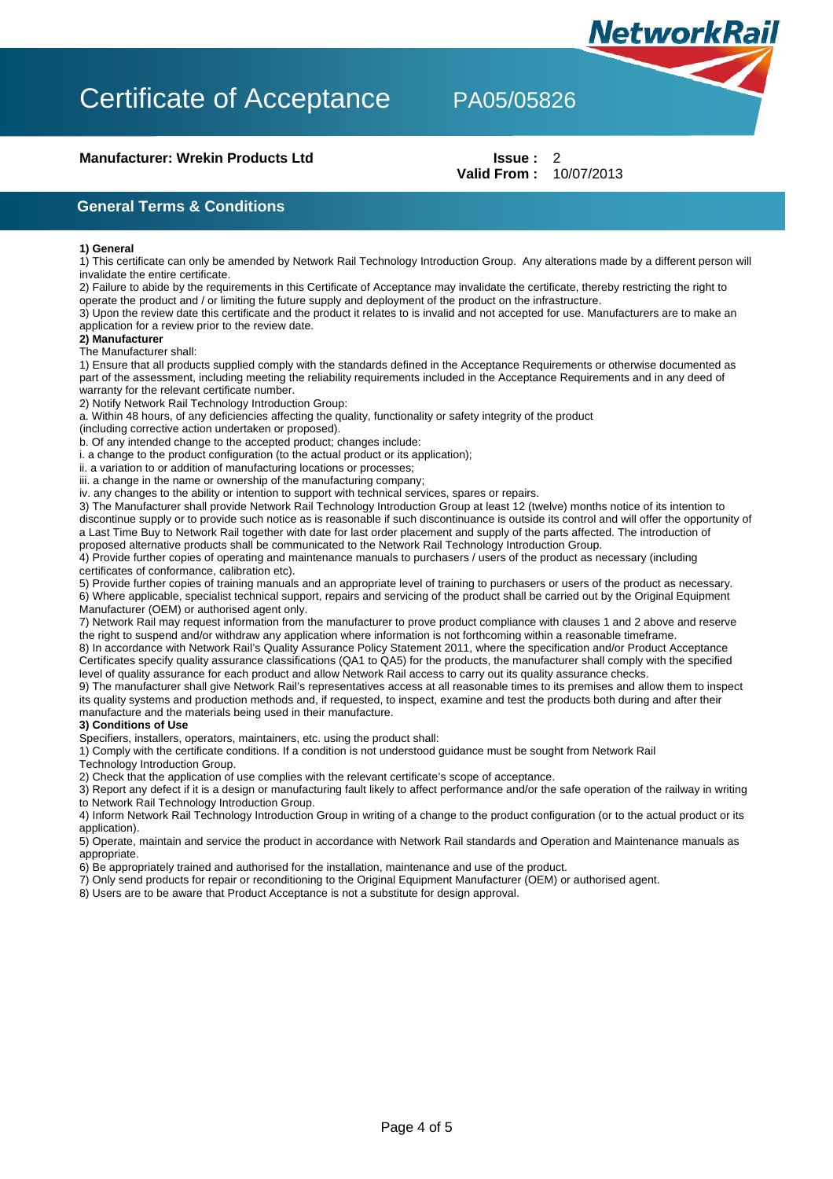# Certificate of Acceptance PA05/05826

**Manufacturer: Wrekin Products Ltd**

**Issue :** 2
**Valid From :** 10/07/2013

## General Terms & Conditions

**1) General**

1) This certificate can only be amended by Network Rail Technology Introduction Group. Any alterations made by a different person will invalidate the entire certificate.
2) Failure to abide by the requirements in this Certificate of Acceptance may invalidate the certificate, thereby restricting the right to operate the product and / or limiting the future supply and deployment of the product on the infrastructure.
3) Upon the review date this certificate and the product it relates to is invalid and not accepted for use. Manufacturers are to make an application for a review prior to the review date.

**2) Manufacturer**

The Manufacturer shall:

1) Ensure that all products supplied comply with the standards defined in the Acceptance Requirements or otherwise documented as part of the assessment, including meeting the reliability requirements included in the Acceptance Requirements and in any deed of warranty for the relevant certificate number.
2) Notify Network Rail Technology Introduction Group:
a. Within 48 hours, of any deficiencies affecting the quality, functionality or safety integrity of the product (including corrective action undertaken or proposed).
b. Of any intended change to the accepted product; changes include:
i. a change to the product configuration (to the actual product or its application);
ii. a variation to or addition of manufacturing locations or processes;
iii. a change in the name or ownership of the manufacturing company;
iv. any changes to the ability or intention to support with technical services, spares or repairs.
3) The Manufacturer shall provide Network Rail Technology Introduction Group at least 12 (twelve) months notice of its intention to discontinue supply or to provide such notice as is reasonable if such discontinuance is outside its control and will offer the opportunity of a Last Time Buy to Network Rail together with date for last order placement and supply of the parts affected. The introduction of proposed alternative products shall be communicated to the Network Rail Technology Introduction Group.
4) Provide further copies of operating and maintenance manuals to purchasers / users of the product as necessary (including certificates of conformance, calibration etc).
5) Provide further copies of training manuals and an appropriate level of training to purchasers or users of the product as necessary.
6) Where applicable, specialist technical support, repairs and servicing of the product shall be carried out by the Original Equipment Manufacturer (OEM) or authorised agent only.
7) Network Rail may request information from the manufacturer to prove product compliance with clauses 1 and 2 above and reserve the right to suspend and/or withdraw any application where information is not forthcoming within a reasonable timeframe.
8) In accordance with Network Rail's Quality Assurance Policy Statement 2011, where the specification and/or Product Acceptance Certificates specify quality assurance classifications (QA1 to QA5) for the products, the manufacturer shall comply with the specified level of quality assurance for each product and allow Network Rail access to carry out its quality assurance checks.
9) The manufacturer shall give Network Rail's representatives access at all reasonable times to its premises and allow them to inspect its quality systems and production methods and, if requested, to inspect, examine and test the products both during and after their manufacture and the materials being used in their manufacture.

**3) Conditions of Use**

Specifiers, installers, operators, maintainers, etc. using the product shall:

1) Comply with the certificate conditions. If a condition is not understood guidance must be sought from Network Rail Technology Introduction Group.
2) Check that the application of use complies with the relevant certificate's scope of acceptance.
3) Report any defect if it is a design or manufacturing fault likely to affect performance and/or the safe operation of the railway in writing to Network Rail Technology Introduction Group.
4) Inform Network Rail Technology Introduction Group in writing of a change to the product configuration (or to the actual product or its application).
5) Operate, maintain and service the product in accordance with Network Rail standards and Operation and Maintenance manuals as appropriate.
6) Be appropriately trained and authorised for the installation, maintenance and use of the product.
7) Only send products for repair or reconditioning to the Original Equipment Manufacturer (OEM) or authorised agent.
8) Users are to be aware that Product Acceptance is not a substitute for design approval.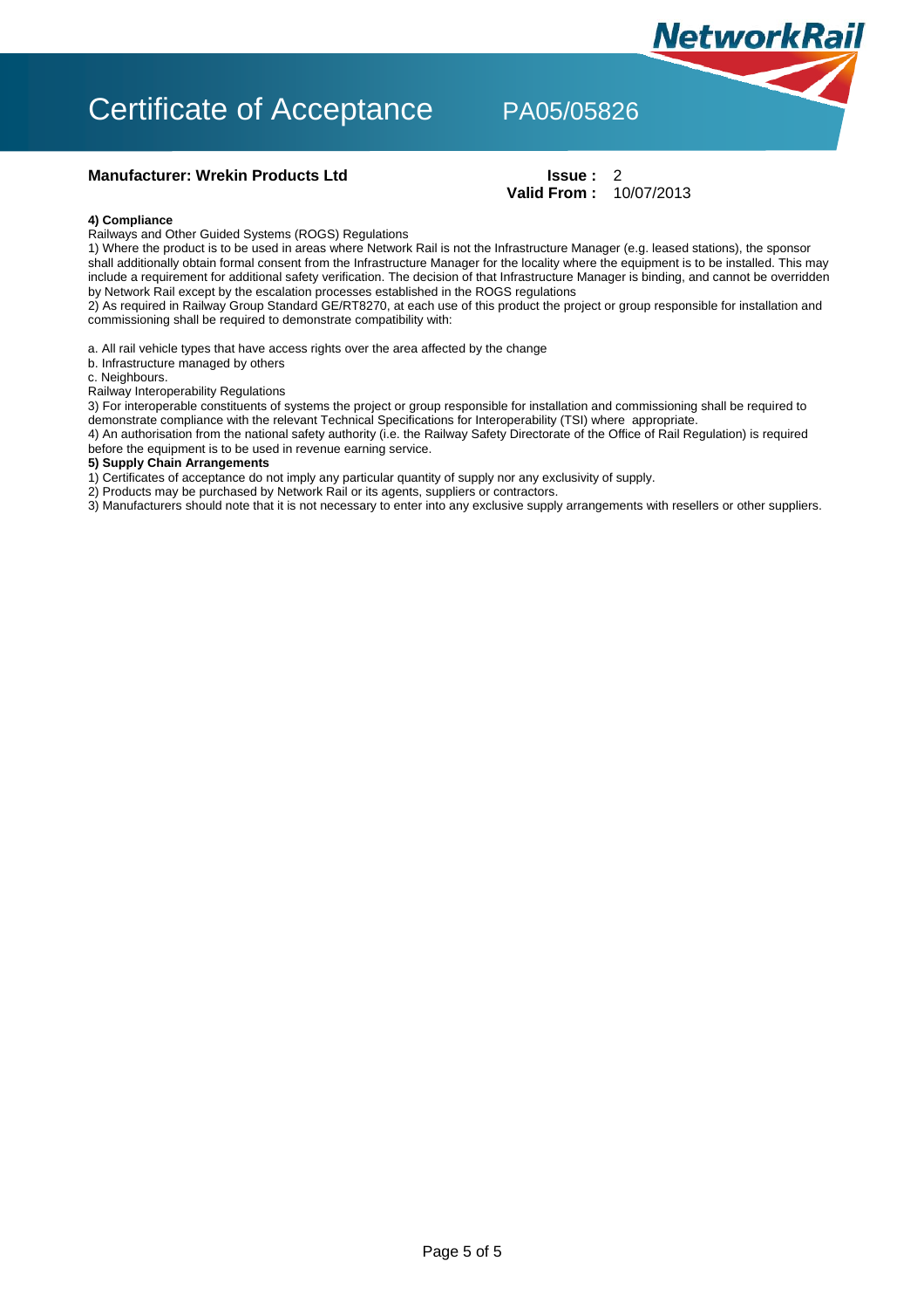# Certificate of Acceptance PA05/05826

**Manufacturer: Wrekin Products Ltd**

**Issue :** 2
**Valid From :** 10/07/2013

**4) Compliance**

Railways and Other Guided Systems (ROGS) Regulations

1) Where the product is to be used in areas where Network Rail is not the Infrastructure Manager (e.g. leased stations), the sponsor shall additionally obtain formal consent from the Infrastructure Manager for the locality where the equipment is to be installed. This may include a requirement for additional safety verification. The decision of that Infrastructure Manager is binding, and cannot be overridden by Network Rail except by the escalation processes established in the ROGS regulations

2) As required in Railway Group Standard GE/RT8270, at each use of this product the project or group responsible for installation and commissioning shall be required to demonstrate compatibility with:

a. All rail vehicle types that have access rights over the area affected by the change

b. Infrastructure managed by others

c. Neighbours.

Railway Interoperability Regulations

3) For interoperable constituents of systems the project or group responsible for installation and commissioning shall be required to demonstrate compliance with the relevant Technical Specifications for Interoperability (TSI) where appropriate.

4) An authorisation from the national safety authority (i.e. the Railway Safety Directorate of the Office of Rail Regulation) is required before the equipment is to be used in revenue earning service.

**5) Supply Chain Arrangements**

1) Certificates of acceptance do not imply any particular quantity of supply nor any exclusivity of supply.

2) Products may be purchased by Network Rail or its agents, suppliers or contractors.

3) Manufacturers should note that it is not necessary to enter into any exclusive supply arrangements with resellers or other suppliers.